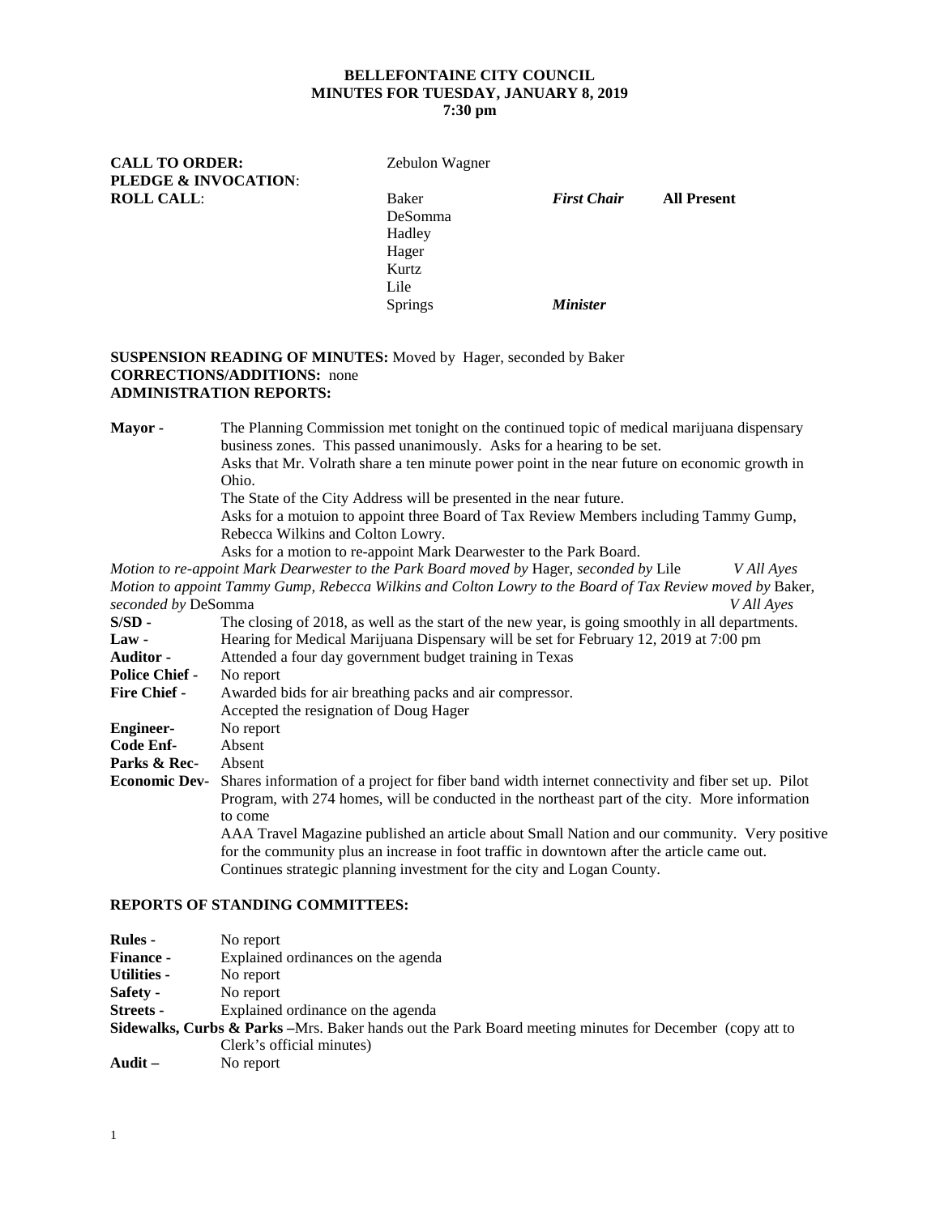**BELLEFONTAINE CITY COUNCIL**
**MINUTES FOR TUESDAY, JANUARY 8, 2019**
**7:30 pm**

**CALL TO ORDER:** Zebulon Wagner
**PLEDGE & INVOCATION**:
**ROLL CALL**:

| | | |
|---|---|---|
| Baker | ***First Chair*** | **All Present** |
| DeSomma | | |
| Hadley | | |
| Hager | | |
| Kurtz | | |
| Lile | | |
| Springs | ***Minister*** | |

**SUSPENSION READING OF MINUTES:** Moved by Hager, seconded by Baker
**CORRECTIONS/ADDITIONS:** none
**ADMINISTRATION REPORTS:**

**Mayor -** The Planning Commission met tonight on the continued topic of medical marijuana dispensary business zones. This passed unanimously. Asks for a hearing to be set.
Asks that Mr. Volrath share a ten minute power point in the near future on economic growth in Ohio.
The State of the City Address will be presented in the near future.
Asks for a motuion to appoint three Board of Tax Review Members including Tammy Gump, Rebecca Wilkins and Colton Lowry.
Asks for a motion to re-appoint Mark Dearwester to the Park Board.

*Motion to re-appoint Mark Dearwester to the Park Board moved by* Hager, *seconded by* Lile *V All Ayes*
*Motion to appoint Tammy Gump, Rebecca Wilkins and Colton Lowry to the Board of Tax Review moved by* Baker, *seconded by* DeSomma *V All Ayes*

**S/SD -** The closing of 2018, as well as the start of the new year, is going smoothly in all departments.
**Law -** Hearing for Medical Marijuana Dispensary will be set for February 12, 2019 at 7:00 pm
**Auditor -** Attended a four day government budget training in Texas
**Police Chief -** No report
**Fire Chief -** Awarded bids for air breathing packs and air compressor.
Accepted the resignation of Doug Hager
**Engineer-** No report
**Code Enf-** Absent
**Parks & Rec-** Absent
**Economic Dev-** Shares information of a project for fiber band width internet connectivity and fiber set up. Pilot Program, with 274 homes, will be conducted in the northeast part of the city. More information to come
AAA Travel Magazine published an article about Small Nation and our community. Very positive for the community plus an increase in foot traffic in downtown after the article came out.
Continues strategic planning investment for the city and Logan County.

**REPORTS OF STANDING COMMITTEES:**

**Rules -** No report
**Finance -** Explained ordinances on the agenda
**Utilities -** No report
**Safety -** No report
**Streets -** Explained ordinance on the agenda
**Sidewalks, Curbs & Parks –**Mrs. Baker hands out the Park Board meeting minutes for December (copy att to Clerk's official minutes)
**Audit –** No report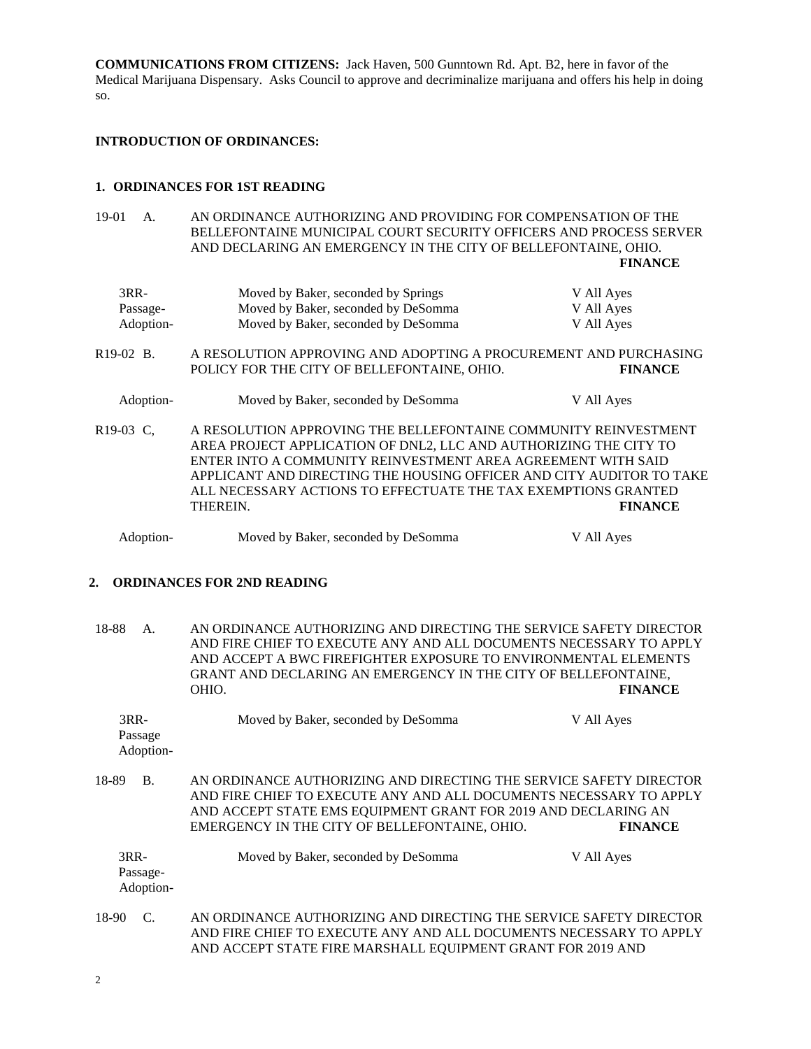**COMMUNICATIONS FROM CITIZENS:** Jack Haven, 500 Gunntown Rd. Apt. B2, here in favor of the Medical Marijuana Dispensary. Asks Council to approve and decriminalize marijuana and offers his help in doing so.

**INTRODUCTION OF ORDINANCES:**

**1. ORDINANCES FOR 1ST READING**

19-01 A. AN ORDINANCE AUTHORIZING AND PROVIDING FOR COMPENSATION OF THE BELLEFONTAINE MUNICIPAL COURT SECURITY OFFICERS AND PROCESS SERVER AND DECLARING AN EMERGENCY IN THE CITY OF BELLEFONTAINE, OHIO. **FINANCE**

| | | |
|---|---|---|
| 3RR- | Moved by Baker, seconded by Springs | V All Ayes |
| Passage- | Moved by Baker, seconded by DeSomma | V All Ayes |
| Adoption- | Moved by Baker, seconded by DeSomma | V All Ayes |

R19-02 B. A RESOLUTION APPROVING AND ADOPTING A PROCUREMENT AND PURCHASING POLICY FOR THE CITY OF BELLEFONTAINE, OHIO. **FINANCE**

| | | |
|---|---|---|
| Adoption- | Moved by Baker, seconded by DeSomma | V All Ayes |

R19-03 C, A RESOLUTION APPROVING THE BELLEFONTAINE COMMUNITY REINVESTMENT AREA PROJECT APPLICATION OF DNL2, LLC AND AUTHORIZING THE CITY TO ENTER INTO A COMMUNITY REINVESTMENT AREA AGREEMENT WITH SAID APPLICANT AND DIRECTING THE HOUSING OFFICER AND CITY AUDITOR TO TAKE ALL NECESSARY ACTIONS TO EFFECTUATE THE TAX EXEMPTIONS GRANTED THEREIN. **FINANCE**

| | | |
|---|---|---|
| Adoption- | Moved by Baker, seconded by DeSomma | V All Ayes |

**2. ORDINANCES FOR 2ND READING**

18-88 A. AN ORDINANCE AUTHORIZING AND DIRECTING THE SERVICE SAFETY DIRECTOR AND FIRE CHIEF TO EXECUTE ANY AND ALL DOCUMENTS NECESSARY TO APPLY AND ACCEPT A BWC FIREFIGHTER EXPOSURE TO ENVIRONMENTAL ELEMENTS GRANT AND DECLARING AN EMERGENCY IN THE CITY OF BELLEFONTAINE, OHIO. **FINANCE**

| | | |
|---|---|---|
| 3RR- Passage Adoption- | Moved by Baker, seconded by DeSomma | V All Ayes |

18-89 B. AN ORDINANCE AUTHORIZING AND DIRECTING THE SERVICE SAFETY DIRECTOR AND FIRE CHIEF TO EXECUTE ANY AND ALL DOCUMENTS NECESSARY TO APPLY AND ACCEPT STATE EMS EQUIPMENT GRANT FOR 2019 AND DECLARING AN EMERGENCY IN THE CITY OF BELLEFONTAINE, OHIO. **FINANCE**

| | | |
|---|---|---|
| 3RR- Passage- Adoption- | Moved by Baker, seconded by DeSomma | V All Ayes |

18-90 C. AN ORDINANCE AUTHORIZING AND DIRECTING THE SERVICE SAFETY DIRECTOR AND FIRE CHIEF TO EXECUTE ANY AND ALL DOCUMENTS NECESSARY TO APPLY AND ACCEPT STATE FIRE MARSHALL EQUIPMENT GRANT FOR 2019 AND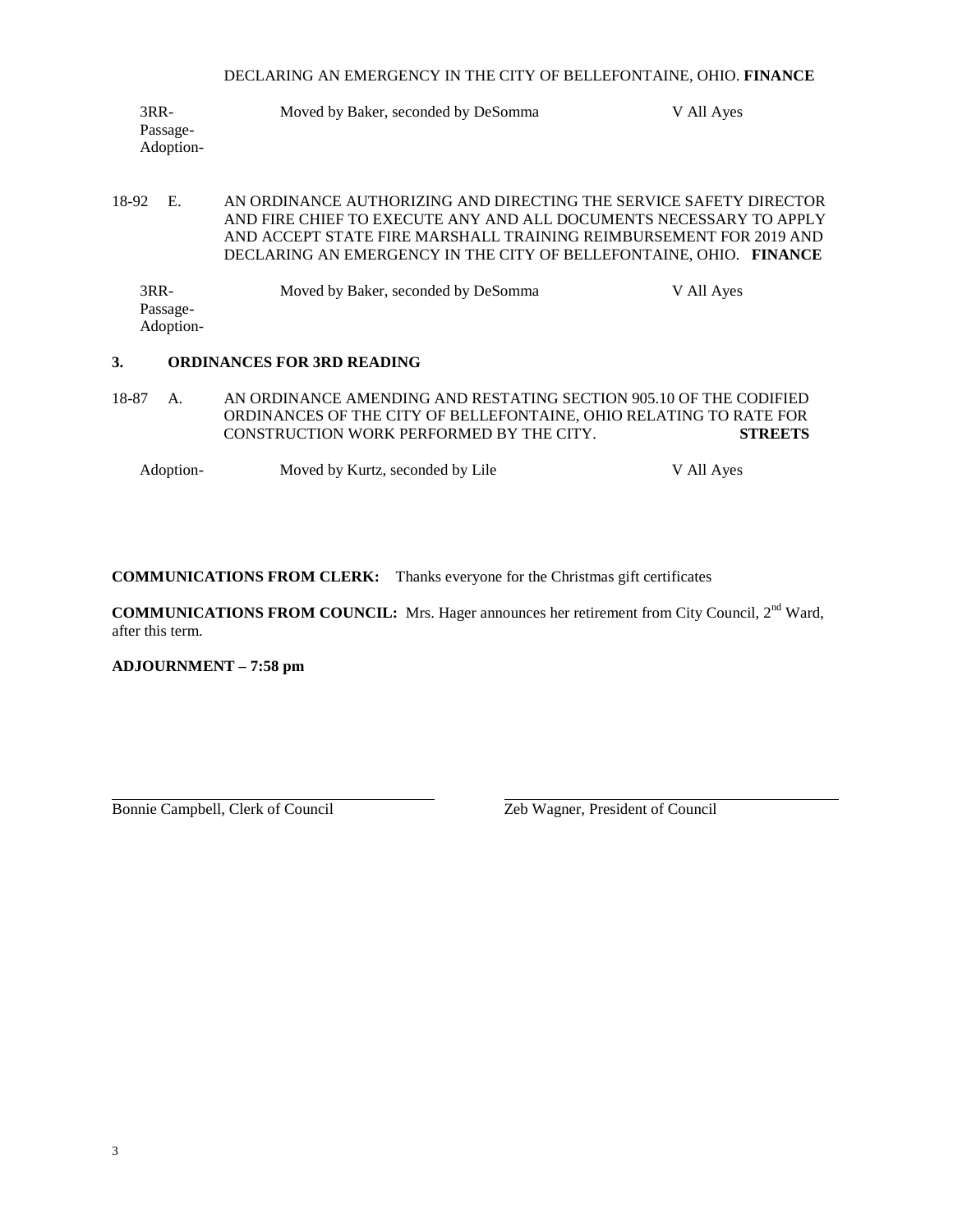DECLARING AN EMERGENCY IN THE CITY OF BELLEFONTAINE, OHIO. **FINANCE**

| | | |
|---|---|---|
| 3RR-<br>Passage-<br>Adoption- | Moved by Baker, seconded by DeSomma | V All Ayes |

18-92 E. AN ORDINANCE AUTHORIZING AND DIRECTING THE SERVICE SAFETY DIRECTOR AND FIRE CHIEF TO EXECUTE ANY AND ALL DOCUMENTS NECESSARY TO APPLY AND ACCEPT STATE FIRE MARSHALL TRAINING REIMBURSEMENT FOR 2019 AND DECLARING AN EMERGENCY IN THE CITY OF BELLEFONTAINE, OHIO. **FINANCE**

| | | |
|---|---|---|
| 3RR-<br>Passage-<br>Adoption- | Moved by Baker, seconded by DeSomma | V All Ayes |

## 3. ORDINANCES FOR 3RD READING

18-87 A. AN ORDINANCE AMENDING AND RESTATING SECTION 905.10 OF THE CODIFIED ORDINANCES OF THE CITY OF BELLEFONTAINE, OHIO RELATING TO RATE FOR CONSTRUCTION WORK PERFORMED BY THE CITY. **STREETS**

| | | |
|---|---|---|
| Adoption- | Moved by Kurtz, seconded by Lile | V All Ayes |

**COMMUNICATIONS FROM CLERK:** Thanks everyone for the Christmas gift certificates

**COMMUNICATIONS FROM COUNCIL:** Mrs. Hager announces her retirement from City Council, 2nd Ward, after this term.

**ADJOURNMENT – 7:58 pm**

Bonnie Campbell, Clerk of Council

Zeb Wagner, President of Council